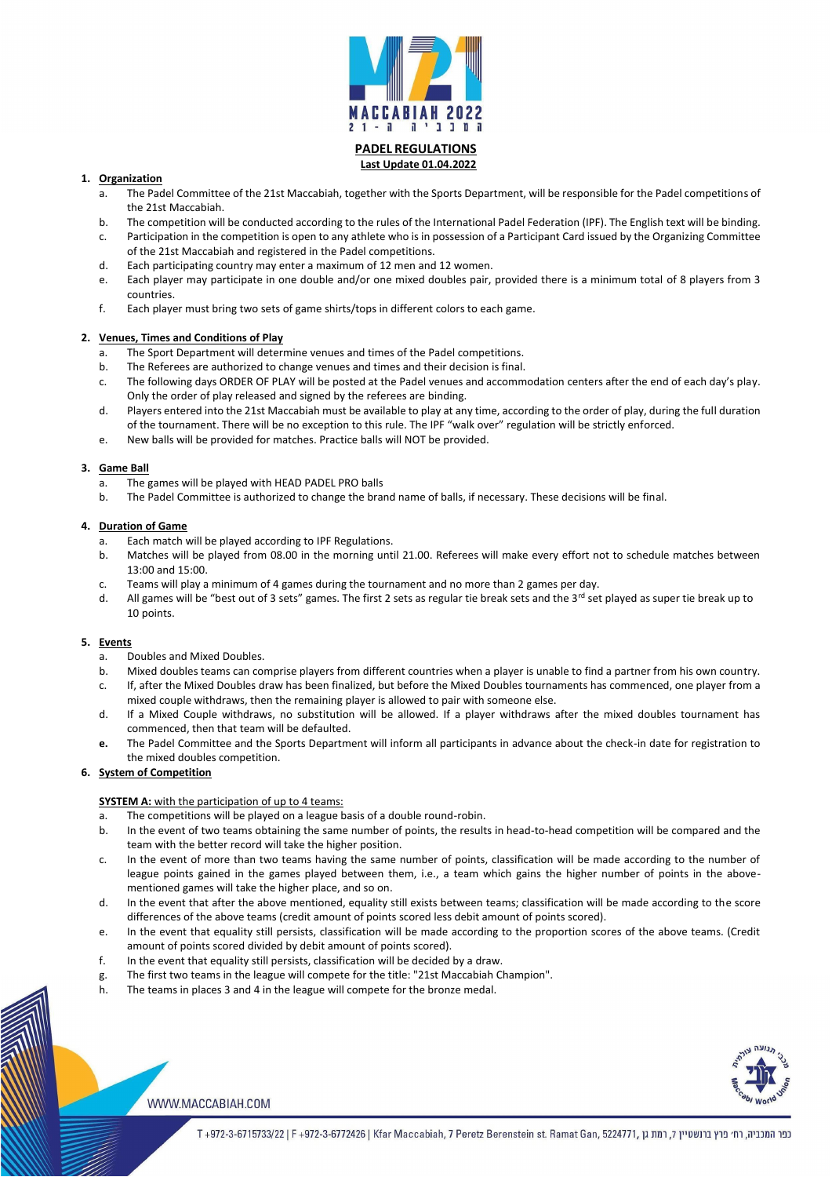# PADEL REGULATIONS

**Last Update 01.04.2022**

1. **Organization**
   a. The Padel Committee of the 21st Maccabiah, together with the Sports Department, will be responsible for the Padel competitions of the 21st Maccabiah.
   b. The competition will be conducted according to the rules of the International Padel Federation (IPF). The English text will be binding.
   c. Participation in the competition is open to any athlete who is in possession of a Participant Card issued by the Organizing Committee of the 21st Maccabiah and registered in the Padel competitions.
   d. Each participating country may enter a maximum of 12 men and 12 women.
   e. Each player may participate in one double and/or one mixed doubles pair, provided there is a minimum total of 8 players from 3 countries.
   f. Each player must bring two sets of game shirts/tops in different colors to each game.

2. **Venues, Times and Conditions of Play**
   a. The Sport Department will determine venues and times of the Padel competitions.
   b. The Referees are authorized to change venues and times and their decision is final.
   c. The following days ORDER OF PLAY will be posted at the Padel venues and accommodation centers after the end of each day's play. Only the order of play released and signed by the referees are binding.
   d. Players entered into the 21st Maccabiah must be available to play at any time, according to the order of play, during the full duration of the tournament. There will be no exception to this rule. The IPF "walk over" regulation will be strictly enforced.
   e. New balls will be provided for matches. Practice balls will NOT be provided.

3. **Game Ball**
   a. The games will be played with HEAD PADEL PRO balls
   b. The Padel Committee is authorized to change the brand name of balls, if necessary. These decisions will be final.

4. **Duration of Game**
   a. Each match will be played according to IPF Regulations.
   b. Matches will be played from 08.00 in the morning until 21.00. Referees will make every effort not to schedule matches between 13:00 and 15:00.
   c. Teams will play a minimum of 4 games during the tournament and no more than 2 games per day.
   d. All games will be "best out of 3 sets" games. The first 2 sets as regular tie break sets and the 3rd set played as super tie break up to 10 points.

5. **Events**
   a. Doubles and Mixed Doubles.
   b. Mixed doubles teams can comprise players from different countries when a player is unable to find a partner from his own country.
   c. If, after the Mixed Doubles draw has been finalized, but before the Mixed Doubles tournaments has commenced, one player from a mixed couple withdraws, then the remaining player is allowed to pair with someone else.
   d. If a Mixed Couple withdraws, no substitution will be allowed. If a player withdraws after the mixed doubles tournament has commenced, then that team will be defaulted.
   **e.** The Padel Committee and the Sports Department will inform all participants in advance about the check-in date for registration to the mixed doubles competition.

6. **System of Competition**

   **SYSTEM A:** with the participation of up to 4 teams:
   a. The competitions will be played on a league basis of a double round-robin.
   b. In the event of two teams obtaining the same number of points, the results in head-to-head competition will be compared and the team with the better record will take the higher position.
   c. In the event of more than two teams having the same number of points, classification will be made according to the number of league points gained in the games played between them, i.e., a team which gains the higher number of points in the above-mentioned games will take the higher place, and so on.
   d. In the event that after the above mentioned, equality still exists between teams; classification will be made according to the score differences of the above teams (credit amount of points scored less debit amount of points scored).
   e. In the event that equality still persists, classification will be made according to the proportion scores of the above teams. (Credit amount of points scored divided by debit amount of points scored).
   f. In the event that equality still persists, classification will be decided by a draw.
   g. The first two teams in the league will compete for the title: "21st Maccabiah Champion".
   h. The teams in places 3 and 4 in the league will compete for the bronze medal.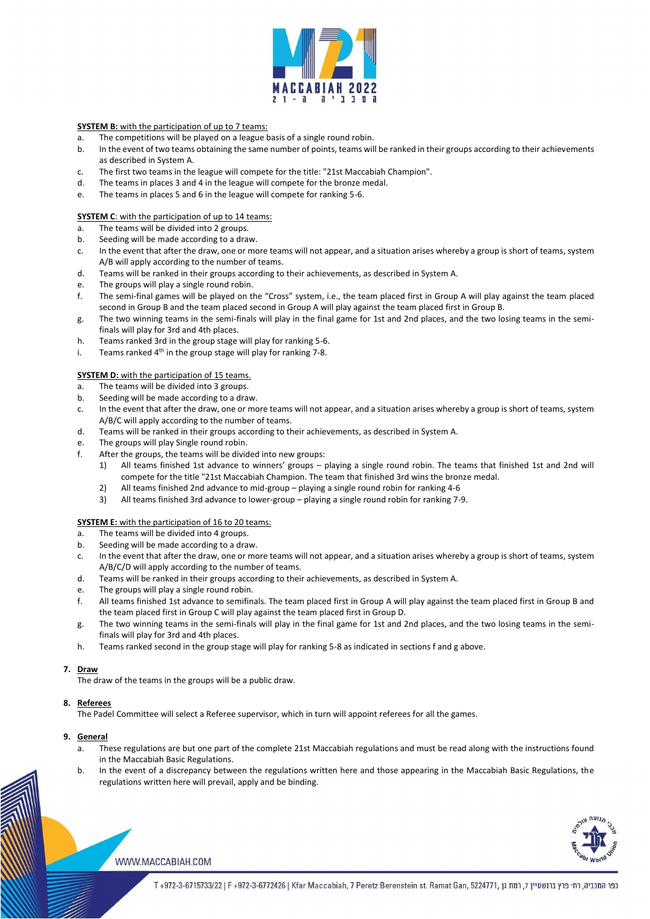**SYSTEM B:** with the participation of up to 7 teams:

a. The competitions will be played on a league basis of a single round robin.
b. In the event of two teams obtaining the same number of points, teams will be ranked in their groups according to their achievements as described in System A.
c. The first two teams in the league will compete for the title: "21st Maccabiah Champion".
d. The teams in places 3 and 4 in the league will compete for the bronze medal.
e. The teams in places 5 and 6 in the league will compete for ranking 5-6.

**SYSTEM C**: with the participation of up to 14 teams:

a. The teams will be divided into 2 groups.
b. Seeding will be made according to a draw.
c. In the event that after the draw, one or more teams will not appear, and a situation arises whereby a group is short of teams, system A/B will apply according to the number of teams.
d. Teams will be ranked in their groups according to their achievements, as described in System A.
e. The groups will play a single round robin.
f. The semi-final games will be played on the "Cross" system, i.e., the team placed first in Group A will play against the team placed second in Group B and the team placed second in Group A will play against the team placed first in Group B.
g. The two winning teams in the semi-finals will play in the final game for 1st and 2nd places, and the two losing teams in the semi-finals will play for 3rd and 4th places.
h. Teams ranked 3rd in the group stage will play for ranking 5-6.
i. Teams ranked 4th in the group stage will play for ranking 7-8.

**SYSTEM D:** with the participation of 15 teams.

a. The teams will be divided into 3 groups.
b. Seeding will be made according to a draw.
c. In the event that after the draw, one or more teams will not appear, and a situation arises whereby a group is short of teams, system A/B/C will apply according to the number of teams.
d. Teams will be ranked in their groups according to their achievements, as described in System A.
e. The groups will play Single round robin.
f. After the groups, the teams will be divided into new groups:
   1) All teams finished 1st advance to winners' groups – playing a single round robin. The teams that finished 1st and 2nd will compete for the title "21st Maccabiah Champion. The team that finished 3rd wins the bronze medal.
   2) All teams finished 2nd advance to mid-group – playing a single round robin for ranking 4-6
   3) All teams finished 3rd advance to lower-group – playing a single round robin for ranking 7-9.

**SYSTEM E:** with the participation of 16 to 20 teams:

a. The teams will be divided into 4 groups.
b. Seeding will be made according to a draw.
c. In the event that after the draw, one or more teams will not appear, and a situation arises whereby a group is short of teams, system A/B/C/D will apply according to the number of teams.
d. Teams will be ranked in their groups according to their achievements, as described in System A.
e. The groups will play a single round robin.
f. All teams finished 1st advance to semifinals. The team placed first in Group A will play against the team placed first in Group B and the team placed first in Group C will play against the team placed first in Group D.
g. The two winning teams in the semi-finals will play in the final game for 1st and 2nd places, and the two losing teams in the semi-finals will play for 3rd and 4th places.
h. Teams ranked second in the group stage will play for ranking 5-8 as indicated in sections f and g above.

## 7. Draw

The draw of the teams in the groups will be a public draw.

## 8. Referees

The Padel Committee will select a Referee supervisor, which in turn will appoint referees for all the games.

## 9. General

a. These regulations are but one part of the complete 21st Maccabiah regulations and must be read along with the instructions found in the Maccabiah Basic Regulations.
b. In the event of a discrepancy between the regulations written here and those appearing in the Maccabiah Basic Regulations, the regulations written here will prevail, apply and be binding.